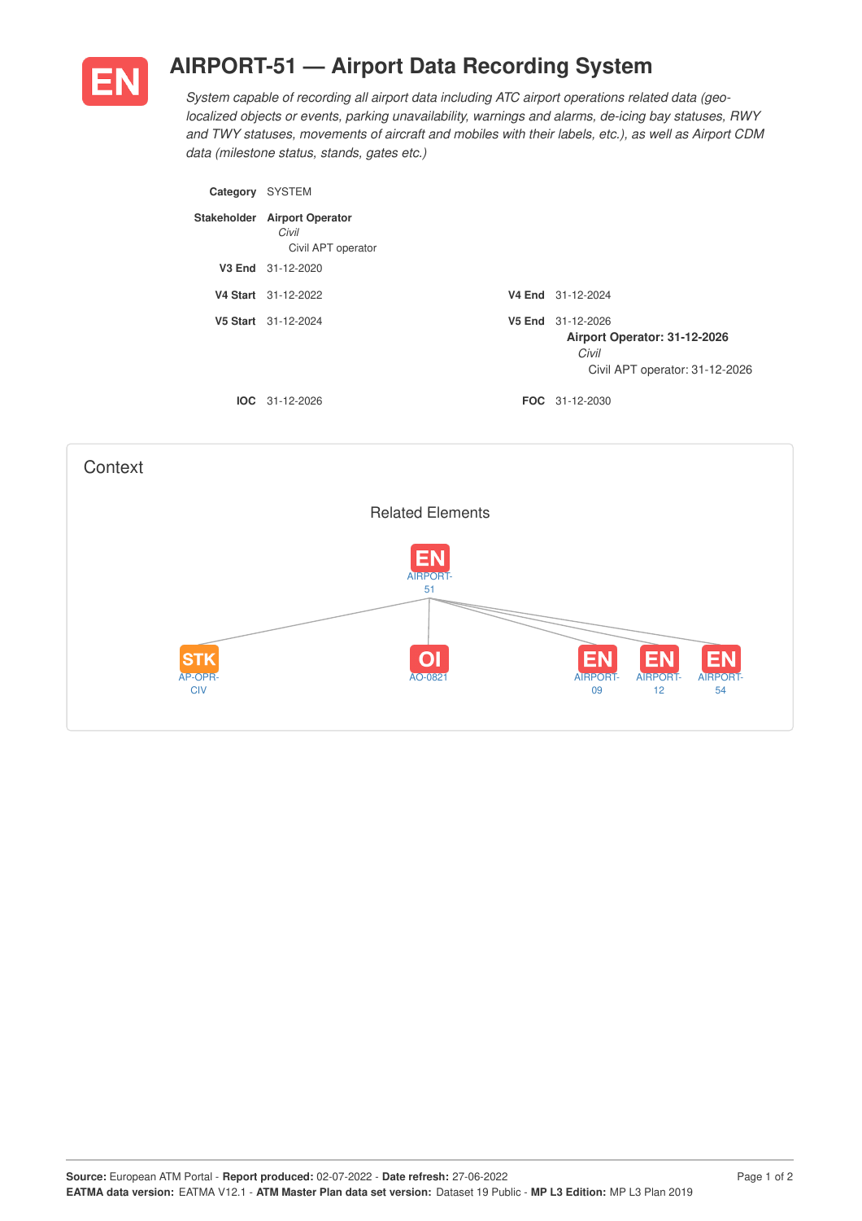# AIRPORT-51 — Airport Data Recording System

*System capable of recording all airport data including ATC airport operations related data (geo-localized objects or events, parking unavailability, warnings and alarms, de-icing bay statuses, RWY and TWY statuses, movements of aircraft and mobiles with their labels, etc.), as well as Airport CDM data (milestone status, stands, gates etc.)*

**Category** SYSTEM

**Stakeholder** **Airport Operator**
*Civil*
Civil APT operator

**V3 End** 31-12-2020

**V4 Start** 31-12-2022

**V4 End** 31-12-2024

**V5 Start** 31-12-2024

**V5 End** 31-12-2026
**Airport Operator: 31-12-2026**
*Civil*
Civil APT operator: 31-12-2026

**IOC** 31-12-2026

**FOC** 31-12-2030

## Context

### Related Elements

- EN AIRPORT-51
  - STK AP-OPR-CIV
  - OI AO-0821
  - EN AIRPORT-09
  - EN AIRPORT-12
  - EN AIRPORT-54

**Source:** European ATM Portal - **Report produced:** 02-07-2022 - **Date refresh:** 27-06-2022
**EATMA data version:** EATMA V12.1 - **ATM Master Plan data set version:** Dataset 19 Public - **MP L3 Edition:** MP L3 Plan 2019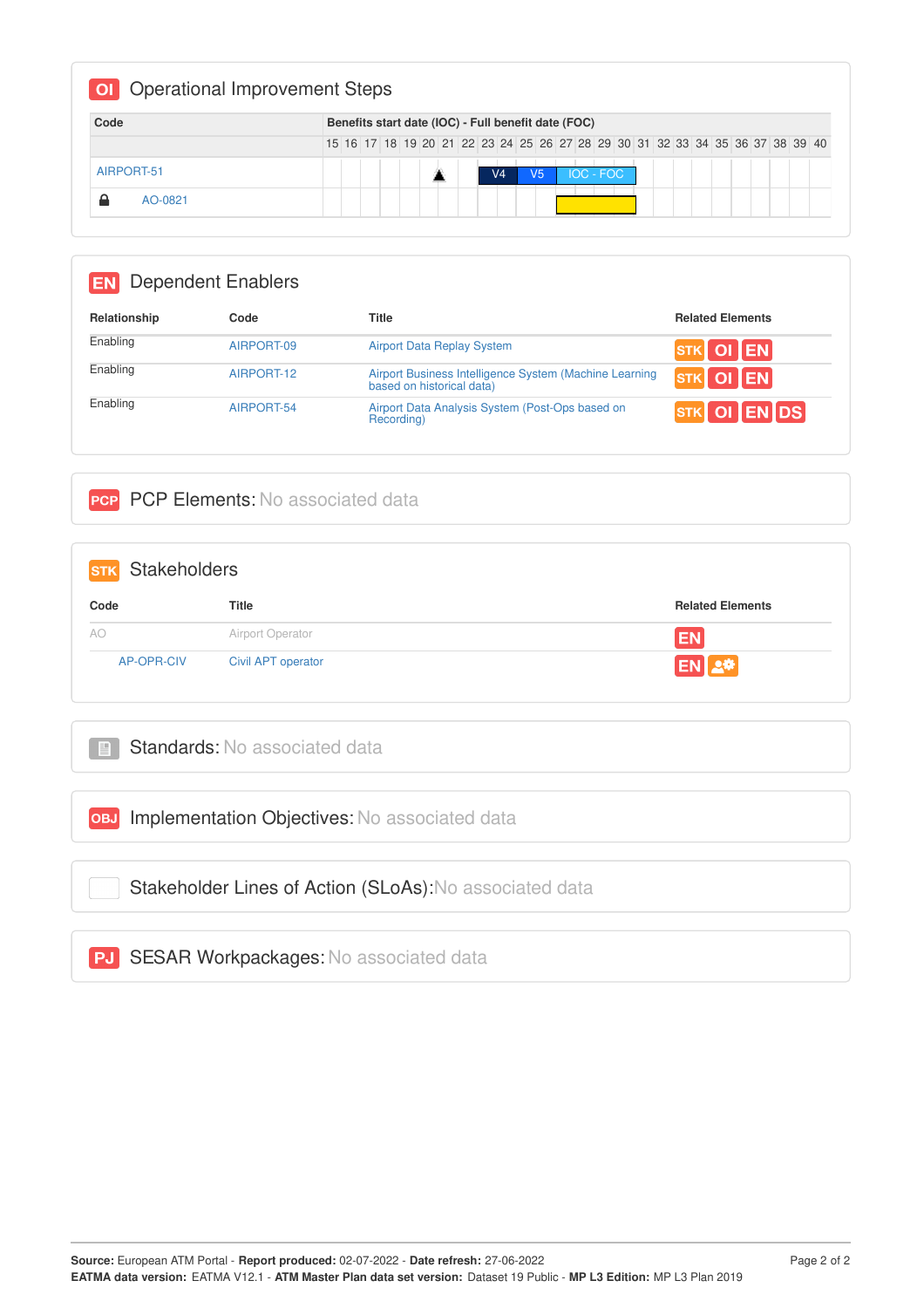## OI Operational Improvement Steps

| Code | Benefits start date (IOC) - Full benefit date (FOC) |
| --- | --- |
| | 15 16 17 18 19 20 21 22 23 24 25 26 27 28 29 30 31 32 33 34 35 36 37 38 39 40 |
| AIRPORT-51 | V4 V5 IOC - FOC |
| AO-0821 | |

## EN Dependent Enablers

| Relationship | Code | Title | Related Elements |
| --- | --- | --- | --- |
| Enabling | AIRPORT-09 | Airport Data Replay System | STK OI EN |
| Enabling | AIRPORT-12 | Airport Business Intelligence System (Machine Learning based on historical data) | STK OI EN |
| Enabling | AIRPORT-54 | Airport Data Analysis System (Post-Ops based on Recording) | STK OI EN DS |

## PCP PCP Elements: No associated data

## STK Stakeholders

| Code | Title | Related Elements |
| --- | --- | --- |
| AO | Airport Operator | EN |
| AP-OPR-CIV | Civil APT operator | EN |

## Standards: No associated data

## OBJ Implementation Objectives: No associated data

## Stakeholder Lines of Action (SLoAs): No associated data

## PJ SESAR Workpackages: No associated data

**Source:** European ATM Portal - **Report produced:** 02-07-2022 - **Date refresh:** 27-06-2022
**EATMA data version:** EATMA V12.1 - **ATM Master Plan data set version:** Dataset 19 Public - **MP L3 Edition:** MP L3 Plan 2019